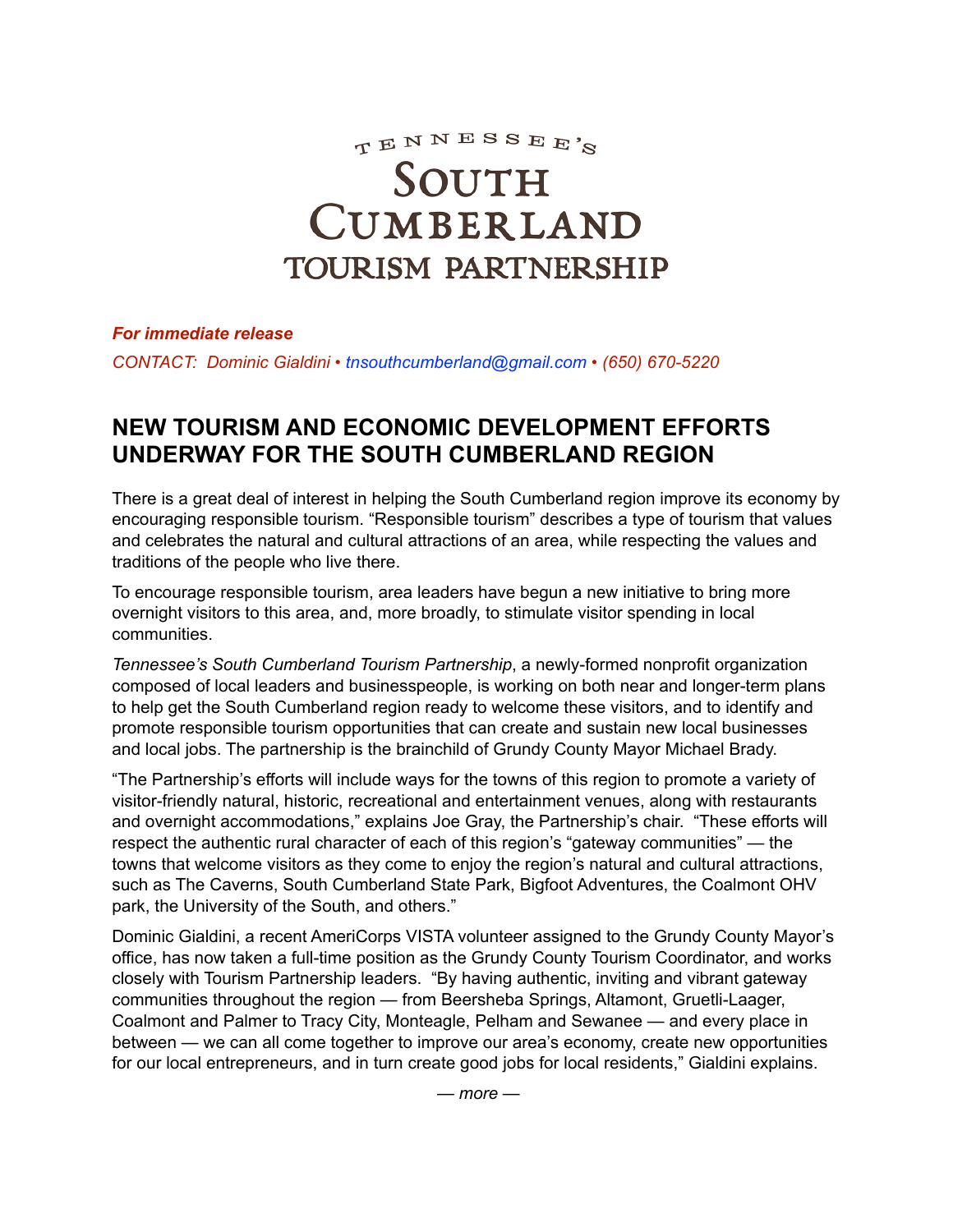# TENNESSEE'S SOUTH CUMBERLAND TOURISM PARTNERSHIP

***For immediate release***

*CONTACT: Dominic Gialdini • tnsouthcumberland@gmail.com • (650) 670-5220*

## NEW TOURISM AND ECONOMIC DEVELOPMENT EFFORTS UNDERWAY FOR THE SOUTH CUMBERLAND REGION

There is a great deal of interest in helping the South Cumberland region improve its economy by encouraging responsible tourism. "Responsible tourism" describes a type of tourism that values and celebrates the natural and cultural attractions of an area, while respecting the values and traditions of the people who live there.

To encourage responsible tourism, area leaders have begun a new initiative to bring more overnight visitors to this area, and, more broadly, to stimulate visitor spending in local communities.

*Tennessee's South Cumberland Tourism Partnership*, a newly-formed nonprofit organization composed of local leaders and businesspeople, is working on both near and longer-term plans to help get the South Cumberland region ready to welcome these visitors, and to identify and promote responsible tourism opportunities that can create and sustain new local businesses and local jobs. The partnership is the brainchild of Grundy County Mayor Michael Brady.

"The Partnership's efforts will include ways for the towns of this region to promote a variety of visitor-friendly natural, historic, recreational and entertainment venues, along with restaurants and overnight accommodations," explains Joe Gray, the Partnership's chair. "These efforts will respect the authentic rural character of each of this region's "gateway communities" — the towns that welcome visitors as they come to enjoy the region's natural and cultural attractions, such as The Caverns, South Cumberland State Park, Bigfoot Adventures, the Coalmont OHV park, the University of the South, and others."

Dominic Gialdini, a recent AmeriCorps VISTA volunteer assigned to the Grundy County Mayor's office, has now taken a full-time position as the Grundy County Tourism Coordinator, and works closely with Tourism Partnership leaders. "By having authentic, inviting and vibrant gateway communities throughout the region — from Beersheba Springs, Altamont, Gruetli-Laager, Coalmont and Palmer to Tracy City, Monteagle, Pelham and Sewanee — and every place in between — we can all come together to improve our area's economy, create new opportunities for our local entrepreneurs, and in turn create good jobs for local residents," Gialdini explains.

*— more —*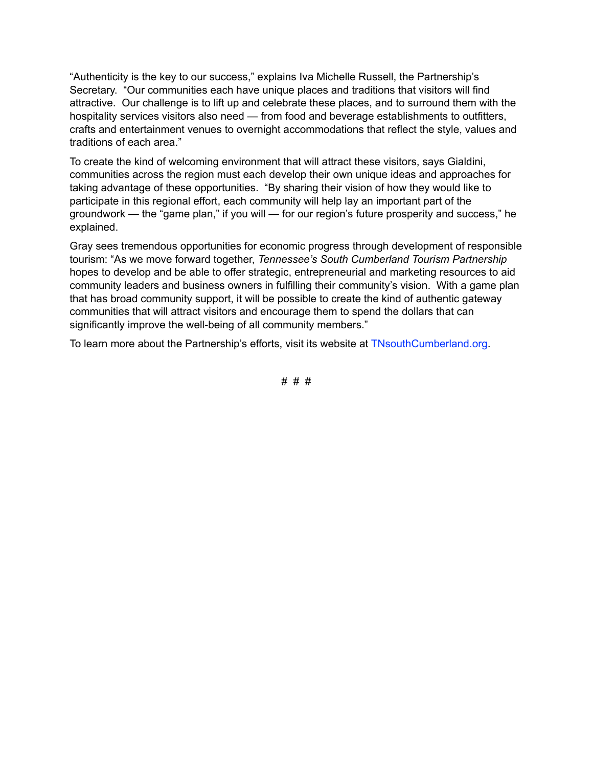"Authenticity is the key to our success," explains Iva Michelle Russell, the Partnership's Secretary. "Our communities each have unique places and traditions that visitors will find attractive. Our challenge is to lift up and celebrate these places, and to surround them with the hospitality services visitors also need — from food and beverage establishments to outfitters, crafts and entertainment venues to overnight accommodations that reflect the style, values and traditions of each area."

To create the kind of welcoming environment that will attract these visitors, says Gialdini, communities across the region must each develop their own unique ideas and approaches for taking advantage of these opportunities. "By sharing their vision of how they would like to participate in this regional effort, each community will help lay an important part of the groundwork — the "game plan," if you will — for our region's future prosperity and success," he explained.

Gray sees tremendous opportunities for economic progress through development of responsible tourism: "As we move forward together, *Tennessee's South Cumberland Tourism Partnership* hopes to develop and be able to offer strategic, entrepreneurial and marketing resources to aid community leaders and business owners in fulfilling their community's vision. With a game plan that has broad community support, it will be possible to create the kind of authentic gateway communities that will attract visitors and encourage them to spend the dollars that can significantly improve the well-being of all community members."

To learn more about the Partnership's efforts, visit its website at TNsouthCumberland.org.

# # #